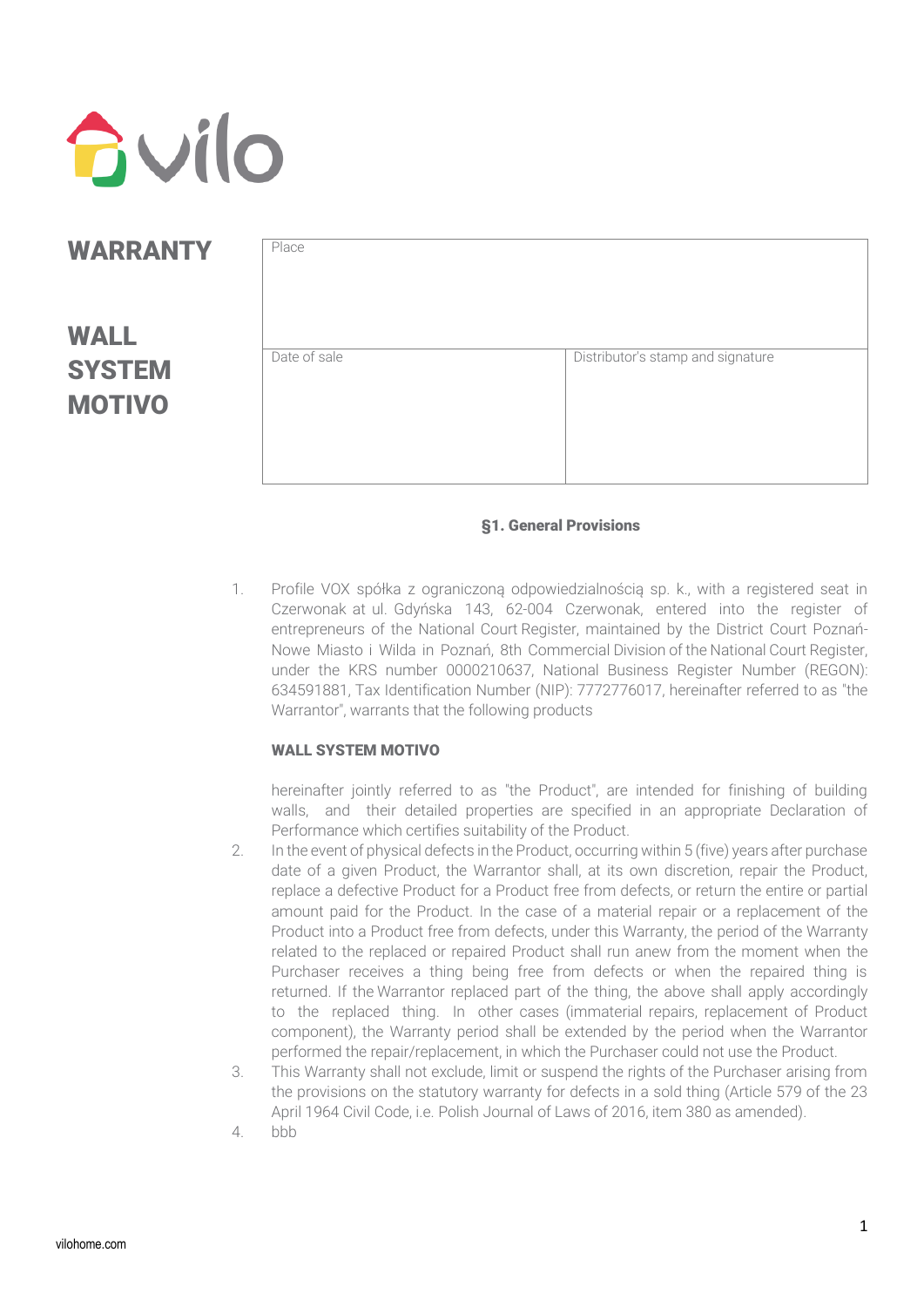# WARRANTY

# WALL SYSTEM MOTIVO

| Place | |
|---|---|
| Date of sale | Distributor's stamp and signature |

## §1. General Provisions

1. Profile VOX spółka z ograniczoną odpowiedzialnością sp. k., with a registered seat in Czerwonak at ul. Gdyńska 143, 62-004 Czerwonak, entered into the register of entrepreneurs of the National Court Register, maintained by the District Court Poznań-Nowe Miasto i Wilda in Poznań, 8th Commercial Division of the National Court Register, under the KRS number 0000210637, National Business Register Number (REGON): 634591881, Tax Identification Number (NIP): 7772776017, hereinafter referred to as "the Warrantor", warrants that the following products

   **WALL SYSTEM MOTIVO**

   hereinafter jointly referred to as "the Product", are intended for finishing of building walls, and their detailed properties are specified in an appropriate Declaration of Performance which certifies suitability of the Product.
2. In the event of physical defects in the Product, occurring within 5 (five) years after purchase date of a given Product, the Warrantor shall, at its own discretion, repair the Product, replace a defective Product for a Product free from defects, or return the entire or partial amount paid for the Product. In the case of a material repair or a replacement of the Product into a Product free from defects, under this Warranty, the period of the Warranty related to the replaced or repaired Product shall run anew from the moment when the Purchaser receives a thing being free from defects or when the repaired thing is returned. If the Warrantor replaced part of the thing, the above shall apply accordingly to the replaced thing. In other cases (immaterial repairs, replacement of Product component), the Warranty period shall be extended by the period when the Warrantor performed the repair/replacement, in which the Purchaser could not use the Product.
3. This Warranty shall not exclude, limit or suspend the rights of the Purchaser arising from the provisions on the statutory warranty for defects in a sold thing (Article 579 of the 23 April 1964 Civil Code, i.e. Polish Journal of Laws of 2016, item 380 as amended).
4. bbb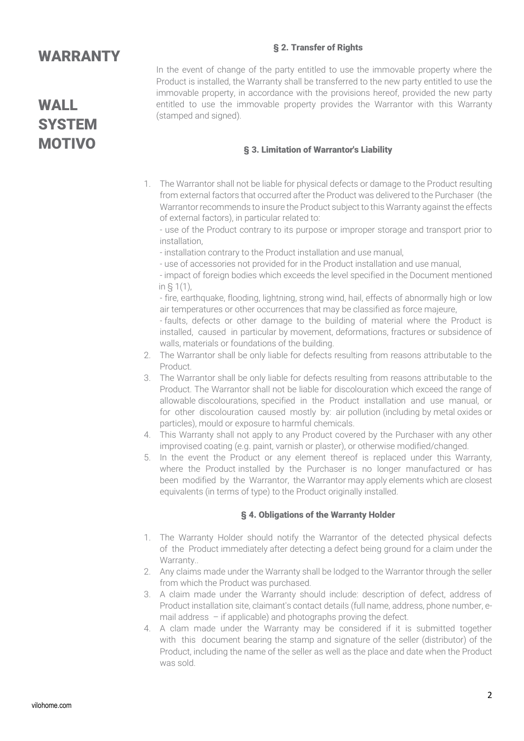# WARRANTY

# WALL SYSTEM MOTIVO

### § 2. Transfer of Rights

In the event of change of the party entitled to use the immovable property where the Product is installed, the Warranty shall be transferred to the new party entitled to use the immovable property, in accordance with the provisions hereof, provided the new party entitled to use the immovable property provides the Warrantor with this Warranty (stamped and signed).

### § 3. Limitation of Warrantor's Liability

1. The Warrantor shall not be liable for physical defects or damage to the Product resulting from external factors that occurred after the Product was delivered to the Purchaser (the Warrantor recommends to insure the Product subject to this Warranty against the effects of external factors), in particular related to:
   - use of the Product contrary to its purpose or improper storage and transport prior to installation,
   - installation contrary to the Product installation and use manual,
   - use of accessories not provided for in the Product installation and use manual,
   - impact of foreign bodies which exceeds the level specified in the Document mentioned in § 1(1),
   - fire, earthquake, flooding, lightning, strong wind, hail, effects of abnormally high or low air temperatures or other occurrences that may be classified as force majeure,
   - faults, defects or other damage to the building of material where the Product is installed, caused in particular by movement, deformations, fractures or subsidence of walls, materials or foundations of the building.
2. The Warrantor shall be only liable for defects resulting from reasons attributable to the Product.
3. The Warrantor shall be only liable for defects resulting from reasons attributable to the Product. The Warrantor shall not be liable for discolouration which exceed the range of allowable discolourations, specified in the Product installation and use manual, or for other discolouration caused mostly by: air pollution (including by metal oxides or particles), mould or exposure to harmful chemicals.
4. This Warranty shall not apply to any Product covered by the Purchaser with any other improvised coating (e.g. paint, varnish or plaster), or otherwise modified/changed.
5. In the event the Product or any element thereof is replaced under this Warranty, where the Product installed by the Purchaser is no longer manufactured or has been modified by the Warrantor, the Warrantor may apply elements which are closest equivalents (in terms of type) to the Product originally installed.

### § 4. Obligations of the Warranty Holder

1. The Warranty Holder should notify the Warrantor of the detected physical defects of the Product immediately after detecting a defect being ground for a claim under the Warranty..
2. Any claims made under the Warranty shall be lodged to the Warrantor through the seller from which the Product was purchased.
3. A claim made under the Warranty should include: description of defect, address of Product installation site, claimant's contact details (full name, address, phone number, e-mail address – if applicable) and photographs proving the defect.
4. A clam made under the Warranty may be considered if it is submitted together with this document bearing the stamp and signature of the seller (distributor) of the Product, including the name of the seller as well as the place and date when the Product was sold.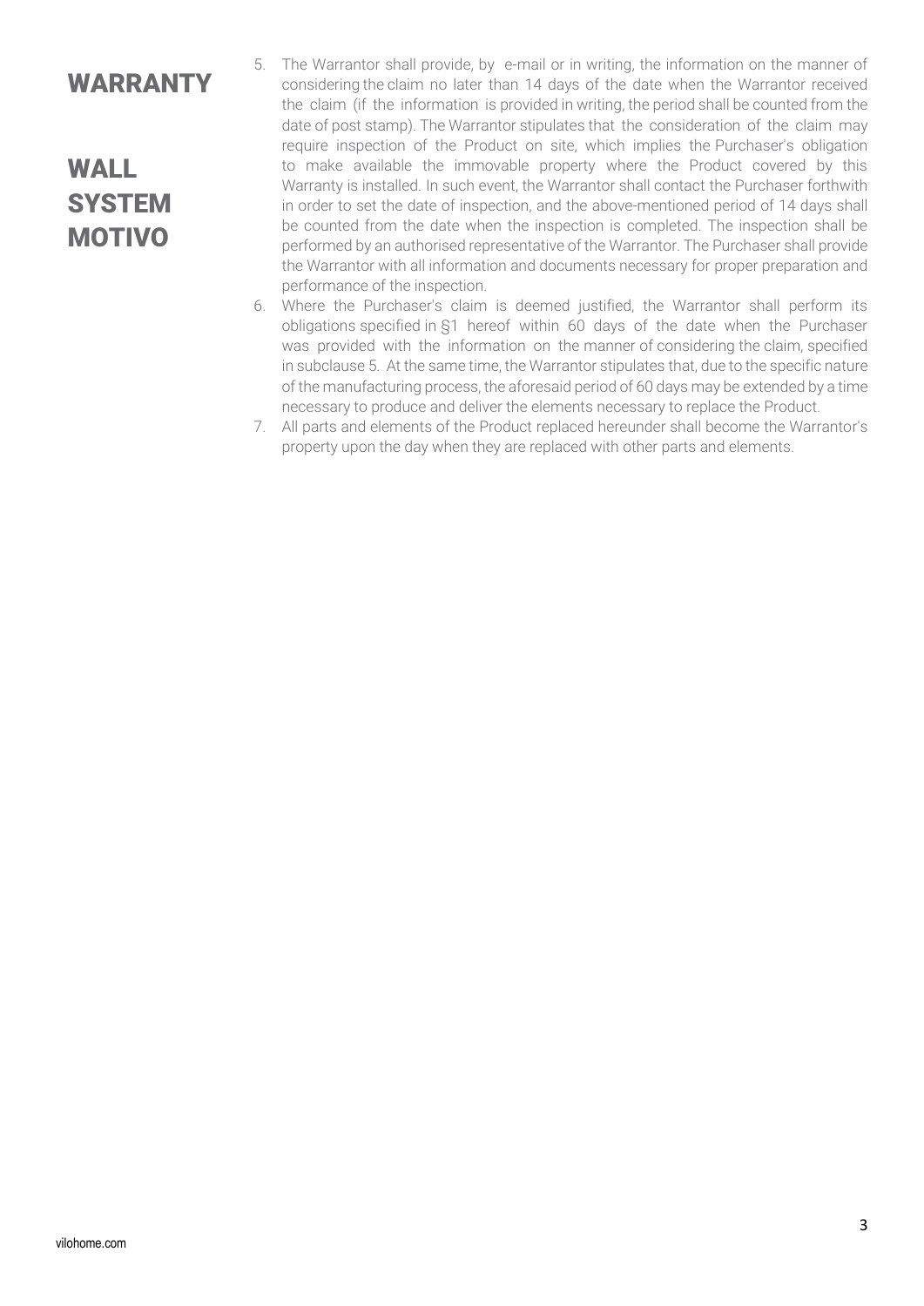# WARRANTY

# WALL SYSTEM MOTIVO

5. The Warrantor shall provide, by e-mail or in writing, the information on the manner of considering the claim no later than 14 days of the date when the Warrantor received the claim (if the information is provided in writing, the period shall be counted from the date of post stamp). The Warrantor stipulates that the consideration of the claim may require inspection of the Product on site, which implies the Purchaser's obligation to make available the immovable property where the Product covered by this Warranty is installed. In such event, the Warrantor shall contact the Purchaser forthwith in order to set the date of inspection, and the above-mentioned period of 14 days shall be counted from the date when the inspection is completed. The inspection shall be performed by an authorised representative of the Warrantor. The Purchaser shall provide the Warrantor with all information and documents necessary for proper preparation and performance of the inspection.
6. Where the Purchaser's claim is deemed justified, the Warrantor shall perform its obligations specified in §1 hereof within 60 days of the date when the Purchaser was provided with the information on the manner of considering the claim, specified in subclause 5. At the same time, the Warrantor stipulates that, due to the specific nature of the manufacturing process, the aforesaid period of 60 days may be extended by a time necessary to produce and deliver the elements necessary to replace the Product.
7. All parts and elements of the Product replaced hereunder shall become the Warrantor's property upon the day when they are replaced with other parts and elements.

vilohome.com